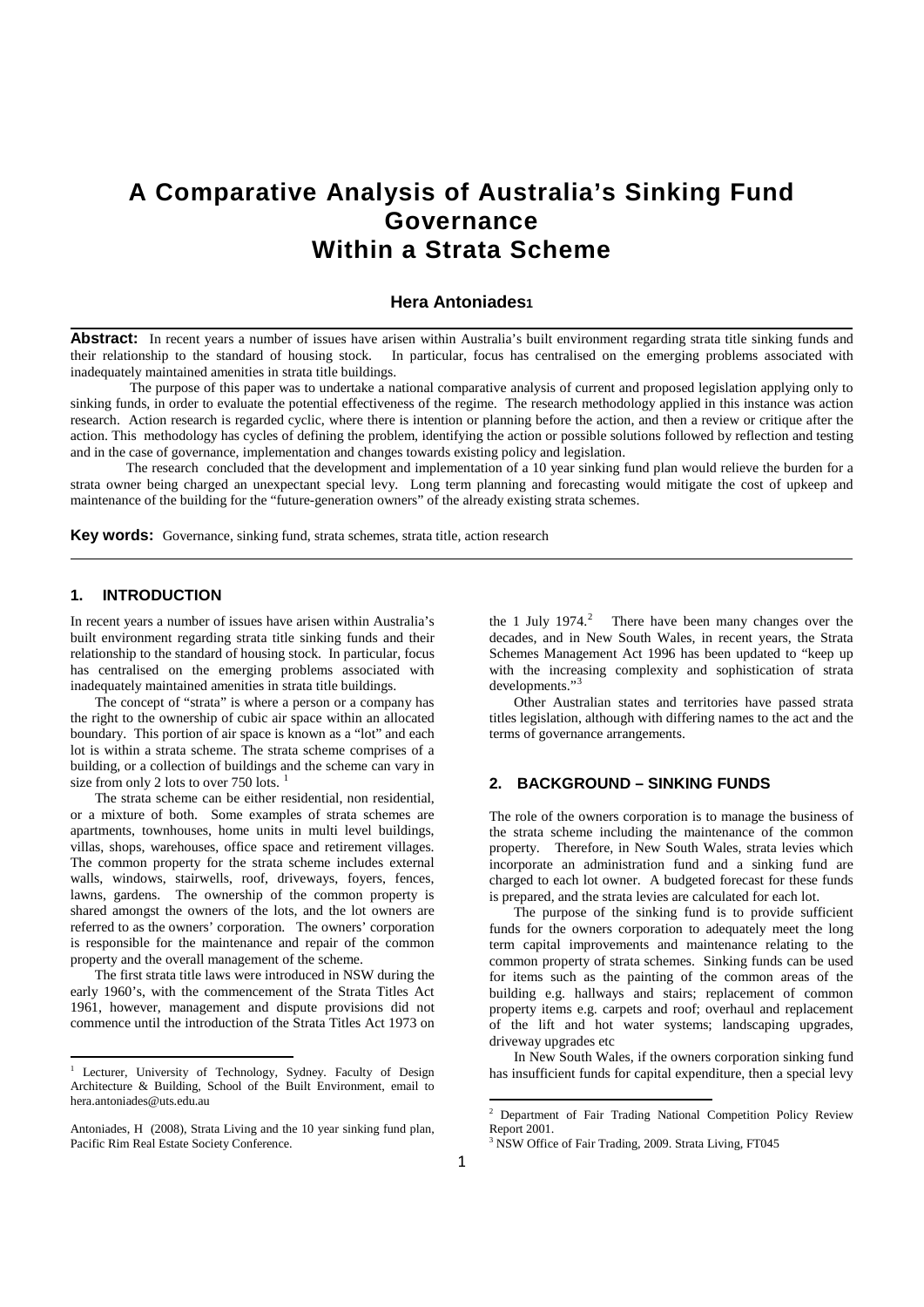# A Comparative Analysis of Australia's Sinking Fund Governance Within a Strata Scheme

**Hera Antoniades[1]**

**Abstract:** In recent years a number of issues have arisen within Australia's built environment regarding strata title sinking funds and their relationship to the standard of housing stock. In particular, focus has centralised on the emerging problems associated with inadequately maintained amenities in strata title buildings.

The purpose of this paper was to undertake a national comparative analysis of current and proposed legislation applying only to sinking funds, in order to evaluate the potential effectiveness of the regime. The research methodology applied in this instance was action research. Action research is regarded cyclic, where there is intention or planning before the action, and then a review or critique after the action. This methodology has cycles of defining the problem, identifying the action or possible solutions followed by reflection and testing and in the case of governance, implementation and changes towards existing policy and legislation.

The research concluded that the development and implementation of a 10 year sinking fund plan would relieve the burden for a strata owner being charged an unexpectant special levy. Long term planning and forecasting would mitigate the cost of upkeep and maintenance of the building for the "future-generation owners" of the already existing strata schemes.

**Key words:** Governance, sinking fund, strata schemes, strata title, action research

## 1. INTRODUCTION

In recent years a number of issues have arisen within Australia's built environment regarding strata title sinking funds and their relationship to the standard of housing stock. In particular, focus has centralised on the emerging problems associated with inadequately maintained amenities in strata title buildings.

The concept of "strata" is where a person or a company has the right to the ownership of cubic air space within an allocated boundary. This portion of air space is known as a "lot" and each lot is within a strata scheme. The strata scheme comprises of a building, or a collection of buildings and the scheme can vary in size from only 2 lots to over 750 lots. [1]

The strata scheme can be either residential, non residential, or a mixture of both. Some examples of strata schemes are apartments, townhouses, home units in multi level buildings, villas, shops, warehouses, office space and retirement villages. The common property for the strata scheme includes external walls, windows, stairwells, roof, driveways, foyers, fences, lawns, gardens. The ownership of the common property is shared amongst the owners of the lots, and the lot owners are referred to as the owners' corporation. The owners' corporation is responsible for the maintenance and repair of the common property and the overall management of the scheme.

The first strata title laws were introduced in NSW during the early 1960's, with the commencement of the Strata Titles Act 1961, however, management and dispute provisions did not commence until the introduction of the Strata Titles Act 1973 on the 1 July 1974.[2] There have been many changes over the decades, and in New South Wales, in recent years, the Strata Schemes Management Act 1996 has been updated to "keep up with the increasing complexity and sophistication of strata developments."[3]

Other Australian states and territories have passed strata titles legislation, although with differing names to the act and the terms of governance arrangements.

## 2. BACKGROUND – SINKING FUNDS

The role of the owners corporation is to manage the business of the strata scheme including the maintenance of the common property. Therefore, in New South Wales, strata levies which incorporate an administration fund and a sinking fund are charged to each lot owner. A budgeted forecast for these funds is prepared, and the strata levies are calculated for each lot.

The purpose of the sinking fund is to provide sufficient funds for the owners corporation to adequately meet the long term capital improvements and maintenance relating to the common property of strata schemes. Sinking funds can be used for items such as the painting of the common areas of the building e.g. hallways and stairs; replacement of common property items e.g. carpets and roof; overhaul and replacement of the lift and hot water systems; landscaping upgrades, driveway upgrades etc

In New South Wales, if the owners corporation sinking fund has insufficient funds for capital expenditure, then a special levy

---

[1] Lecturer, University of Technology, Sydney. Faculty of Design Architecture & Building, School of the Built Environment, email to hera.antoniades@uts.edu.au

Antoniades, H (2008), Strata Living and the 10 year sinking fund plan, Pacific Rim Real Estate Society Conference.

[2] Department of Fair Trading National Competition Policy Review Report 2001.

[3] NSW Office of Fair Trading, 2009. Strata Living, FT045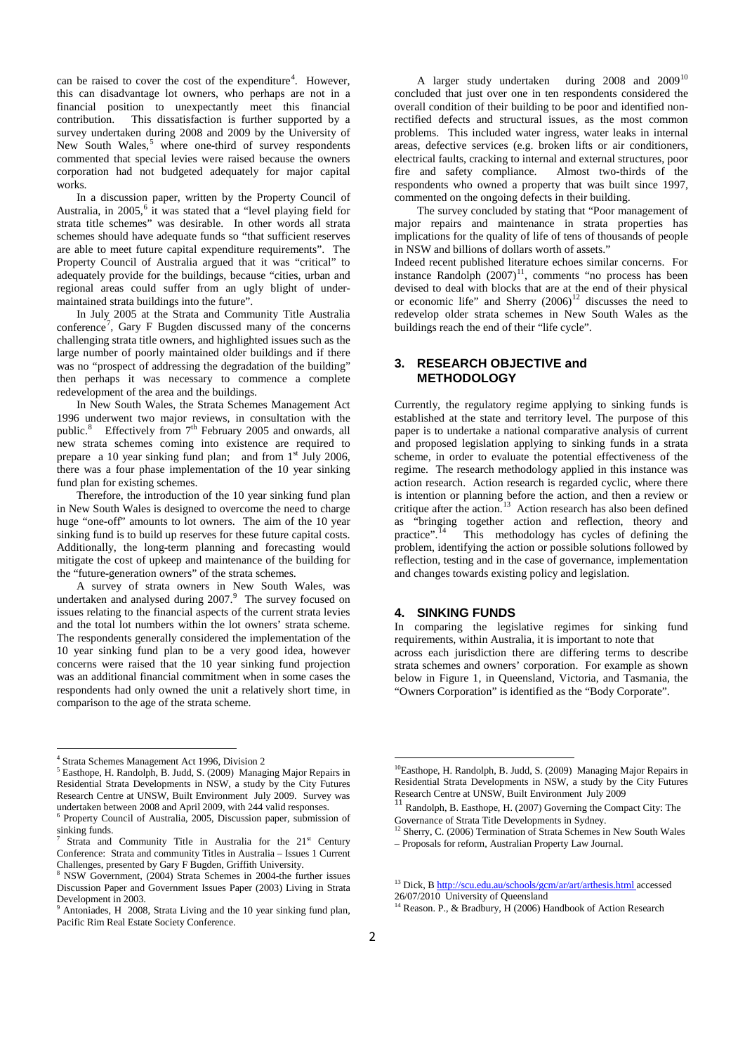can be raised to cover the cost of the expenditure[4]. However, this can disadvantage lot owners, who perhaps are not in a financial position to unexpectantly meet this financial contribution. This dissatisfaction is further supported by a survey undertaken during 2008 and 2009 by the University of New South Wales,[5] where one-third of survey respondents commented that special levies were raised because the owners corporation had not budgeted adequately for major capital works.

In a discussion paper, written by the Property Council of Australia, in 2005,[6] it was stated that a "level playing field for strata title schemes" was desirable. In other words all strata schemes should have adequate funds so "that sufficient reserves are able to meet future capital expenditure requirements". The Property Council of Australia argued that it was "critical" to adequately provide for the buildings, because "cities, urban and regional areas could suffer from an ugly blight of under-maintained strata buildings into the future".

In July 2005 at the Strata and Community Title Australia conference[7], Gary F Bugden discussed many of the concerns challenging strata title owners, and highlighted issues such as the large number of poorly maintained older buildings and if there was no "prospect of addressing the degradation of the building" then perhaps it was necessary to commence a complete redevelopment of the area and the buildings.

In New South Wales, the Strata Schemes Management Act 1996 underwent two major reviews, in consultation with the public.[8] Effectively from 7th February 2005 and onwards, all new strata schemes coming into existence are required to prepare a 10 year sinking fund plan; and from 1st July 2006, there was a four phase implementation of the 10 year sinking fund plan for existing schemes.

Therefore, the introduction of the 10 year sinking fund plan in New South Wales is designed to overcome the need to charge huge "one-off" amounts to lot owners. The aim of the 10 year sinking fund is to build up reserves for these future capital costs. Additionally, the long-term planning and forecasting would mitigate the cost of upkeep and maintenance of the building for the "future-generation owners" of the strata schemes.

A survey of strata owners in New South Wales, was undertaken and analysed during 2007.[9] The survey focused on issues relating to the financial aspects of the current strata levies and the total lot numbers within the lot owners' strata scheme. The respondents generally considered the implementation of the 10 year sinking fund plan to be a very good idea, however concerns were raised that the 10 year sinking fund projection was an additional financial commitment when in some cases the respondents had only owned the unit a relatively short time, in comparison to the age of the strata scheme.

A larger study undertaken during 2008 and 2009[10] concluded that just over one in ten respondents considered the overall condition of their building to be poor and identified non-rectified defects and structural issues, as the most common problems. This included water ingress, water leaks in internal areas, defective services (e.g. broken lifts or air conditioners, electrical faults, cracking to internal and external structures, poor fire and safety compliance. Almost two-thirds of the respondents who owned a property that was built since 1997, commented on the ongoing defects in their building.

The survey concluded by stating that "Poor management of major repairs and maintenance in strata properties has implications for the quality of life of tens of thousands of people in NSW and billions of dollars worth of assets."

Indeed recent published literature echoes similar concerns. For instance Randolph (2007)[11], comments "no process has been devised to deal with blocks that are at the end of their physical or economic life" and Sherry (2006)[12] discusses the need to redevelop older strata schemes in New South Wales as the buildings reach the end of their "life cycle".

## 3. RESEARCH OBJECTIVE and METHODOLOGY

Currently, the regulatory regime applying to sinking funds is established at the state and territory level. The purpose of this paper is to undertake a national comparative analysis of current and proposed legislation applying to sinking funds in a strata scheme, in order to evaluate the potential effectiveness of the regime. The research methodology applied in this instance was action research. Action research is regarded cyclic, where there is intention or planning before the action, and then a review or critique after the action.[13] Action research has also been defined as "bringing together action and reflection, theory and practice".[14] This methodology has cycles of defining the problem, identifying the action or possible solutions followed by reflection, testing and in the case of governance, implementation and changes towards existing policy and legislation.

## 4. SINKING FUNDS

In comparing the legislative regimes for sinking fund requirements, within Australia, it is important to note that across each jurisdiction there are differing terms to describe strata schemes and owners' corporation. For example as shown below in Figure 1, in Queensland, Victoria, and Tasmania, the "Owners Corporation" is identified as the "Body Corporate".

---

[4] Strata Schemes Management Act 1996, Division 2

[5] Easthope, H. Randolph, B. Judd, S. (2009) Managing Major Repairs in Residential Strata Developments in NSW, a study by the City Futures Research Centre at UNSW, Built Environment July 2009. Survey was undertaken between 2008 and April 2009, with 244 valid responses.

[6] Property Council of Australia, 2005, Discussion paper, submission of sinking funds.

[7] Strata and Community Title in Australia for the 21st Century Conference: Strata and community Titles in Australia – Issues 1 Current Challenges, presented by Gary F Bugden, Griffith University.

[8] NSW Government, (2004) Strata Schemes in 2004-the further issues Discussion Paper and Government Issues Paper (2003) Living in Strata Development in 2003.

[9] Antoniades, H 2008, Strata Living and the 10 year sinking fund plan, Pacific Rim Real Estate Society Conference.

[10] Easthope, H. Randolph, B. Judd, S. (2009) Managing Major Repairs in Residential Strata Developments in NSW, a study by the City Futures Research Centre at UNSW, Built Environment July 2009

[11] Randolph, B. Easthope, H. (2007) Governing the Compact City: The Governance of Strata Title Developments in Sydney.

[12] Sherry, C. (2006) Termination of Strata Schemes in New South Wales – Proposals for reform, Australian Property Law Journal.

[13] Dick, B http://scu.edu.au/schools/gcm/ar/art/arthesis.html accessed 26/07/2010 University of Queensland

[14] Reason. P., & Bradbury, H (2006) Handbook of Action Research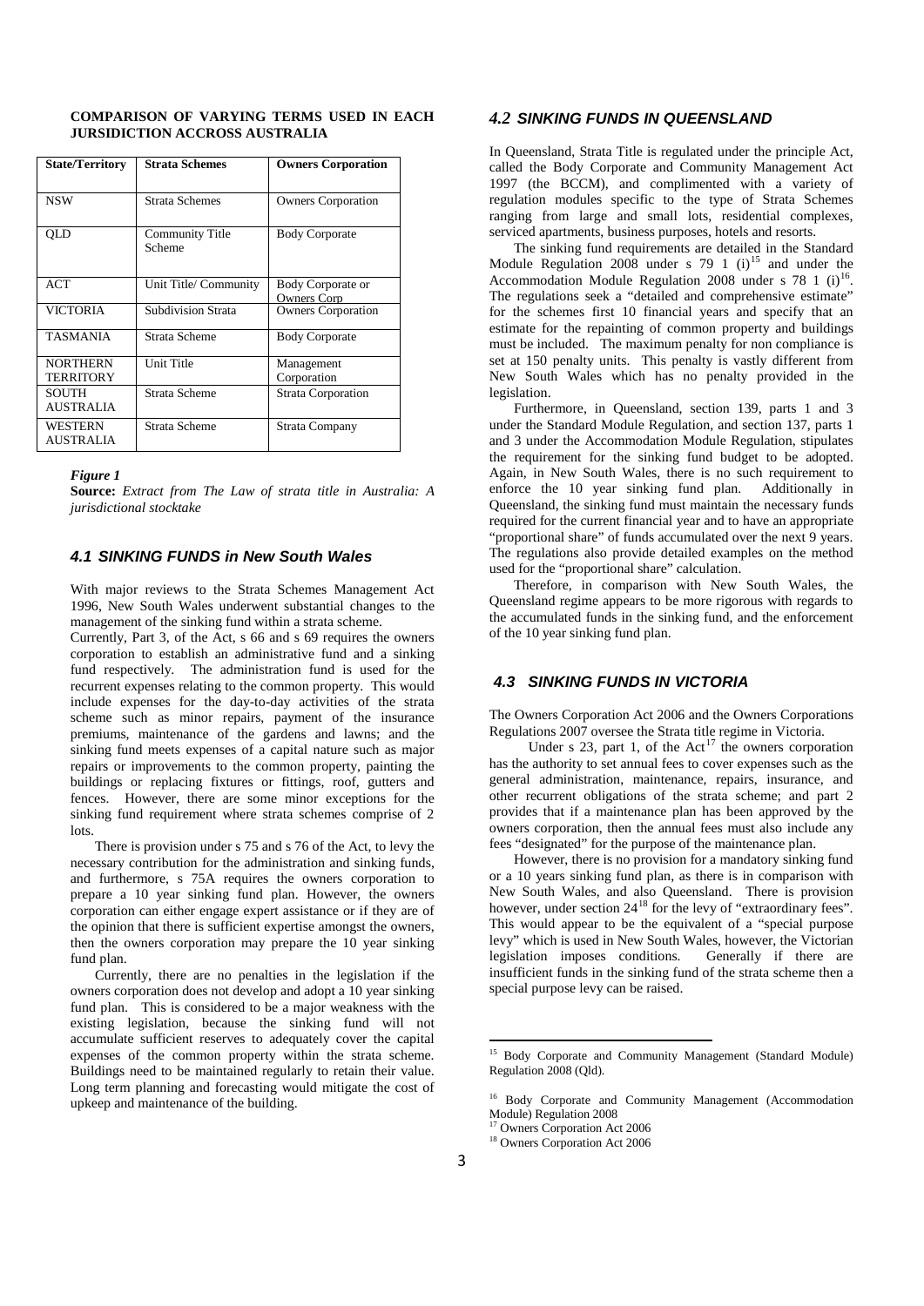**COMPARISON OF VARYING TERMS USED IN EACH JURSIDICTION ACCROSS AUSTRALIA**

| State/Territory | Strata Schemes | Owners Corporation |
| --- | --- | --- |
| NSW | Strata Schemes | Owners Corporation |
| QLD | Community Title Scheme | Body Corporate |
| ACT | Unit Title/ Community | Body Corporate or Owners Corp |
| VICTORIA | Subdivision Strata | Owners Corporation |
| TASMANIA | Strata Scheme | Body Corporate |
| NORTHERN TERRITORY | Unit Title | Management Corporation |
| SOUTH AUSTRALIA | Strata Scheme | Strata Corporation |
| WESTERN AUSTRALIA | Strata Scheme | Strata Company |

***Figure 1***

**Source:** *Extract from The Law of strata title in Australia: A jurisdictional stocktake*

### *4.1 SINKING FUNDS in New South Wales*

With major reviews to the Strata Schemes Management Act 1996, New South Wales underwent substantial changes to the management of the sinking fund within a strata scheme.

Currently, Part 3, of the Act, s 66 and s 69 requires the owners corporation to establish an administrative fund and a sinking fund respectively. The administration fund is used for the recurrent expenses relating to the common property. This would include expenses for the day-to-day activities of the strata scheme such as minor repairs, payment of the insurance premiums, maintenance of the gardens and lawns; and the sinking fund meets expenses of a capital nature such as major repairs or improvements to the common property, painting the buildings or replacing fixtures or fittings, roof, gutters and fences. However, there are some minor exceptions for the sinking fund requirement where strata schemes comprise of 2 lots.

There is provision under s 75 and s 76 of the Act, to levy the necessary contribution for the administration and sinking funds, and furthermore, s 75A requires the owners corporation to prepare a 10 year sinking fund plan. However, the owners corporation can either engage expert assistance or if they are of the opinion that there is sufficient expertise amongst the owners, then the owners corporation may prepare the 10 year sinking fund plan.

Currently, there are no penalties in the legislation if the owners corporation does not develop and adopt a 10 year sinking fund plan. This is considered to be a major weakness with the existing legislation, because the sinking fund will not accumulate sufficient reserves to adequately cover the capital expenses of the common property within the strata scheme. Buildings need to be maintained regularly to retain their value. Long term planning and forecasting would mitigate the cost of upkeep and maintenance of the building.

### *4.2 SINKING FUNDS IN QUEENSLAND*

In Queensland, Strata Title is regulated under the principle Act, called the Body Corporate and Community Management Act 1997 (the BCCM), and complimented with a variety of regulation modules specific to the type of Strata Schemes ranging from large and small lots, residential complexes, serviced apartments, business purposes, hotels and resorts.

The sinking fund requirements are detailed in the Standard Module Regulation 2008 under s 79 1 (i)[15] and under the Accommodation Module Regulation 2008 under s 78 1 (i)[16]. The regulations seek a "detailed and comprehensive estimate" for the schemes first 10 financial years and specify that an estimate for the repainting of common property and buildings must be included. The maximum penalty for non compliance is set at 150 penalty units. This penalty is vastly different from New South Wales which has no penalty provided in the legislation.

Furthermore, in Queensland, section 139, parts 1 and 3 under the Standard Module Regulation, and section 137, parts 1 and 3 under the Accommodation Module Regulation, stipulates the requirement for the sinking fund budget to be adopted. Again, in New South Wales, there is no such requirement to enforce the 10 year sinking fund plan. Additionally in Queensland, the sinking fund must maintain the necessary funds required for the current financial year and to have an appropriate "proportional share" of funds accumulated over the next 9 years. The regulations also provide detailed examples on the method used for the "proportional share" calculation.

Therefore, in comparison with New South Wales, the Queensland regime appears to be more rigorous with regards to the accumulated funds in the sinking fund, and the enforcement of the 10 year sinking fund plan.

### *4.3 SINKING FUNDS IN VICTORIA*

The Owners Corporation Act 2006 and the Owners Corporations Regulations 2007 oversee the Strata title regime in Victoria.

Under s 23, part 1, of the Act[17] the owners corporation has the authority to set annual fees to cover expenses such as the general administration, maintenance, repairs, insurance, and other recurrent obligations of the strata scheme; and part 2 provides that if a maintenance plan has been approved by the owners corporation, then the annual fees must also include any fees "designated" for the purpose of the maintenance plan.

However, there is no provision for a mandatory sinking fund or a 10 years sinking fund plan, as there is in comparison with New South Wales, and also Queensland. There is provision however, under section 24[18] for the levy of "extraordinary fees". This would appear to be the equivalent of a "special purpose levy" which is used in New South Wales, however, the Victorian legislation imposes conditions. Generally if there are insufficient funds in the sinking fund of the strata scheme then a special purpose levy can be raised.

---

[15] Body Corporate and Community Management (Standard Module) Regulation 2008 (Qld).

[16] Body Corporate and Community Management (Accommodation Module) Regulation 2008

[17] Owners Corporation Act 2006

[18] Owners Corporation Act 2006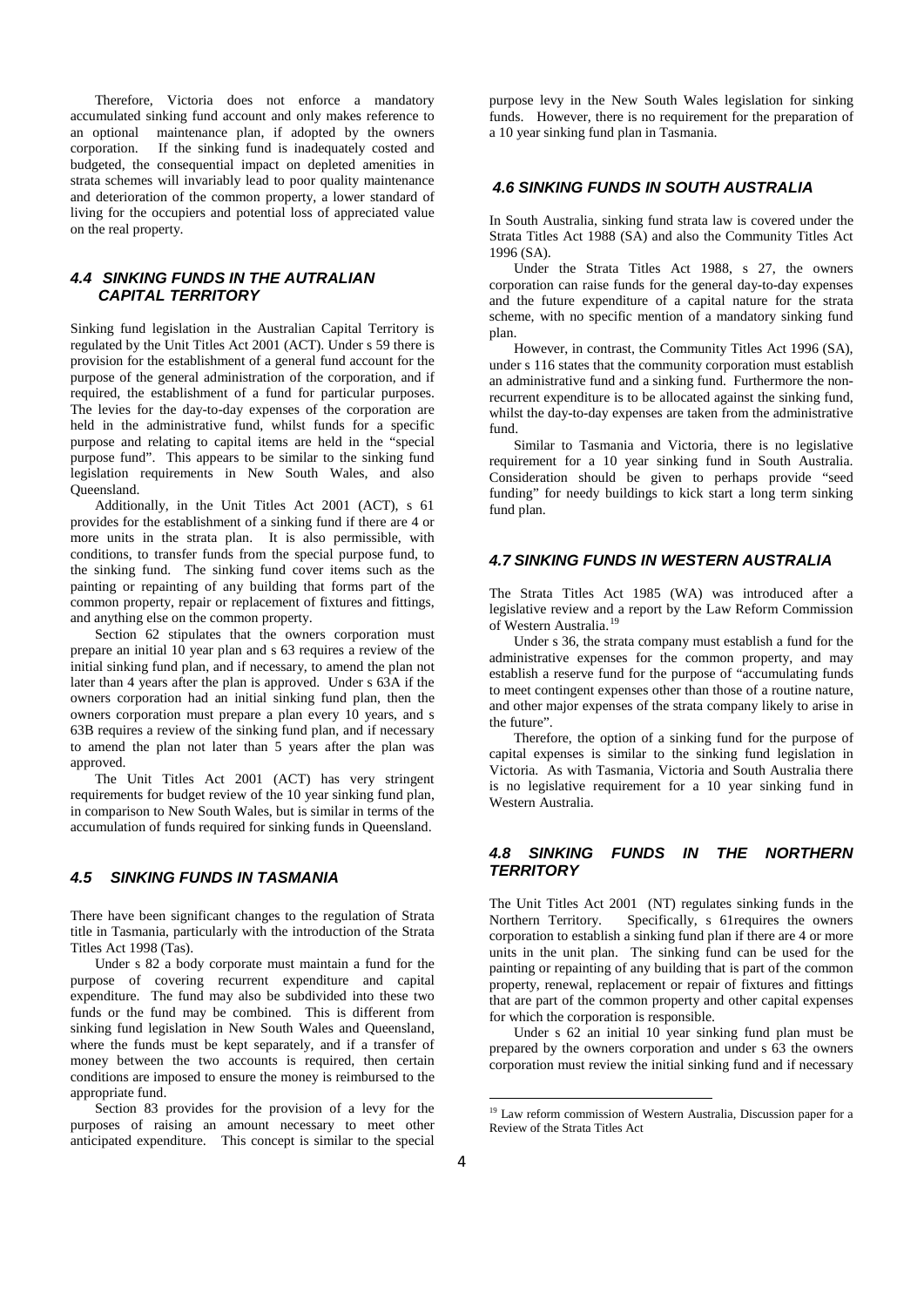Therefore, Victoria does not enforce a mandatory accumulated sinking fund account and only makes reference to an optional maintenance plan, if adopted by the owners corporation. If the sinking fund is inadequately costed and budgeted, the consequential impact on depleted amenities in strata schemes will invariably lead to poor quality maintenance and deterioration of the common property, a lower standard of living for the occupiers and potential loss of appreciated value on the real property.

### *4.4 SINKING FUNDS IN THE AUTRALIAN CAPITAL TERRITORY*

Sinking fund legislation in the Australian Capital Territory is regulated by the Unit Titles Act 2001 (ACT). Under s 59 there is provision for the establishment of a general fund account for the purpose of the general administration of the corporation, and if required, the establishment of a fund for particular purposes. The levies for the day-to-day expenses of the corporation are held in the administrative fund, whilst funds for a specific purpose and relating to capital items are held in the "special purpose fund". This appears to be similar to the sinking fund legislation requirements in New South Wales, and also Queensland.

Additionally, in the Unit Titles Act 2001 (ACT), s 61 provides for the establishment of a sinking fund if there are 4 or more units in the strata plan. It is also permissible, with conditions, to transfer funds from the special purpose fund, to the sinking fund. The sinking fund cover items such as the painting or repainting of any building that forms part of the common property, repair or replacement of fixtures and fittings, and anything else on the common property.

Section 62 stipulates that the owners corporation must prepare an initial 10 year plan and s 63 requires a review of the initial sinking fund plan, and if necessary, to amend the plan not later than 4 years after the plan is approved. Under s 63A if the owners corporation had an initial sinking fund plan, then the owners corporation must prepare a plan every 10 years, and s 63B requires a review of the sinking fund plan, and if necessary to amend the plan not later than 5 years after the plan was approved.

The Unit Titles Act 2001 (ACT) has very stringent requirements for budget review of the 10 year sinking fund plan, in comparison to New South Wales, but is similar in terms of the accumulation of funds required for sinking funds in Queensland.

### *4.5 SINKING FUNDS IN TASMANIA*

There have been significant changes to the regulation of Strata title in Tasmania, particularly with the introduction of the Strata Titles Act 1998 (Tas).

Under s 82 a body corporate must maintain a fund for the purpose of covering recurrent expenditure and capital expenditure. The fund may also be subdivided into these two funds or the fund may be combined. This is different from sinking fund legislation in New South Wales and Queensland, where the funds must be kept separately, and if a transfer of money between the two accounts is required, then certain conditions are imposed to ensure the money is reimbursed to the appropriate fund.

Section 83 provides for the provision of a levy for the purposes of raising an amount necessary to meet other anticipated expenditure. This concept is similar to the special purpose levy in the New South Wales legislation for sinking funds. However, there is no requirement for the preparation of a 10 year sinking fund plan in Tasmania.

### *4.6 SINKING FUNDS IN SOUTH AUSTRALIA*

In South Australia, sinking fund strata law is covered under the Strata Titles Act 1988 (SA) and also the Community Titles Act 1996 (SA).

Under the Strata Titles Act 1988, s 27, the owners corporation can raise funds for the general day-to-day expenses and the future expenditure of a capital nature for the strata scheme, with no specific mention of a mandatory sinking fund plan.

However, in contrast, the Community Titles Act 1996 (SA), under s 116 states that the community corporation must establish an administrative fund and a sinking fund. Furthermore the non-recurrent expenditure is to be allocated against the sinking fund, whilst the day-to-day expenses are taken from the administrative fund.

Similar to Tasmania and Victoria, there is no legislative requirement for a 10 year sinking fund in South Australia. Consideration should be given to perhaps provide "seed funding" for needy buildings to kick start a long term sinking fund plan.

### *4.7 SINKING FUNDS IN WESTERN AUSTRALIA*

The Strata Titles Act 1985 (WA) was introduced after a legislative review and a report by the Law Reform Commission of Western Australia.[19]

Under s 36, the strata company must establish a fund for the administrative expenses for the common property, and may establish a reserve fund for the purpose of "accumulating funds to meet contingent expenses other than those of a routine nature, and other major expenses of the strata company likely to arise in the future".

Therefore, the option of a sinking fund for the purpose of capital expenses is similar to the sinking fund legislation in Victoria. As with Tasmania, Victoria and South Australia there is no legislative requirement for a 10 year sinking fund in Western Australia.

### *4.8 SINKING FUNDS IN THE NORTHERN TERRITORY*

The Unit Titles Act 2001 (NT) regulates sinking funds in the Northern Territory. Specifically, s 61requires the owners corporation to establish a sinking fund plan if there are 4 or more units in the unit plan. The sinking fund can be used for the painting or repainting of any building that is part of the common property, renewal, replacement or repair of fixtures and fittings that are part of the common property and other capital expenses for which the corporation is responsible.

Under s 62 an initial 10 year sinking fund plan must be prepared by the owners corporation and under s 63 the owners corporation must review the initial sinking fund and if necessary

[19] Law reform commission of Western Australia, Discussion paper for a Review of the Strata Titles Act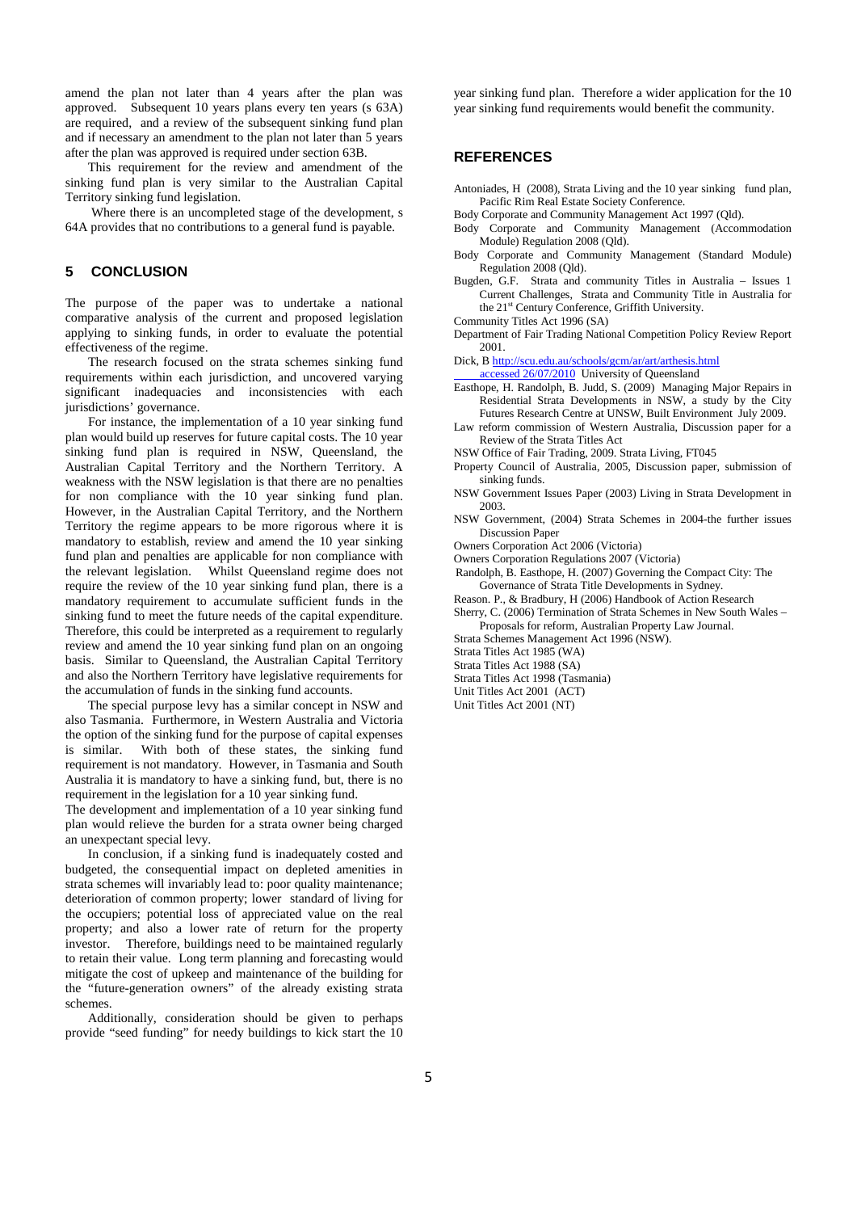amend the plan not later than 4 years after the plan was approved. Subsequent 10 years plans every ten years (s 63A) are required, and a review of the subsequent sinking fund plan and if necessary an amendment to the plan not later than 5 years after the plan was approved is required under section 63B.

This requirement for the review and amendment of the sinking fund plan is very similar to the Australian Capital Territory sinking fund legislation.

Where there is an uncompleted stage of the development, s 64A provides that no contributions to a general fund is payable.

## 5 CONCLUSION

The purpose of the paper was to undertake a national comparative analysis of the current and proposed legislation applying to sinking funds, in order to evaluate the potential effectiveness of the regime.

The research focused on the strata schemes sinking fund requirements within each jurisdiction, and uncovered varying significant inadequacies and inconsistencies with each jurisdictions' governance.

For instance, the implementation of a 10 year sinking fund plan would build up reserves for future capital costs. The 10 year sinking fund plan is required in NSW, Queensland, the Australian Capital Territory and the Northern Territory. A weakness with the NSW legislation is that there are no penalties for non compliance with the 10 year sinking fund plan. However, in the Australian Capital Territory, and the Northern Territory the regime appears to be more rigorous where it is mandatory to establish, review and amend the 10 year sinking fund plan and penalties are applicable for non compliance with the relevant legislation. Whilst Queensland regime does not require the review of the 10 year sinking fund plan, there is a mandatory requirement to accumulate sufficient funds in the sinking fund to meet the future needs of the capital expenditure. Therefore, this could be interpreted as a requirement to regularly review and amend the 10 year sinking fund plan on an ongoing basis. Similar to Queensland, the Australian Capital Territory and also the Northern Territory have legislative requirements for the accumulation of funds in the sinking fund accounts.

The special purpose levy has a similar concept in NSW and also Tasmania. Furthermore, in Western Australia and Victoria the option of the sinking fund for the purpose of capital expenses is similar. With both of these states, the sinking fund requirement is not mandatory. However, in Tasmania and South Australia it is mandatory to have a sinking fund, but, there is no requirement in the legislation for a 10 year sinking fund.

The development and implementation of a 10 year sinking fund plan would relieve the burden for a strata owner being charged an unexpectant special levy.

In conclusion, if a sinking fund is inadequately costed and budgeted, the consequential impact on depleted amenities in strata schemes will invariably lead to: poor quality maintenance; deterioration of common property; lower standard of living for the occupiers; potential loss of appreciated value on the real property; and also a lower rate of return for the property investor. Therefore, buildings need to be maintained regularly to retain their value. Long term planning and forecasting would mitigate the cost of upkeep and maintenance of the building for the "future-generation owners" of the already existing strata schemes.

Additionally, consideration should be given to perhaps provide "seed funding" for needy buildings to kick start the 10 year sinking fund plan. Therefore a wider application for the 10 year sinking fund requirements would benefit the community.

## REFERENCES

Antoniades, H (2008), Strata Living and the 10 year sinking fund plan, Pacific Rim Real Estate Society Conference.

Body Corporate and Community Management Act 1997 (Qld).

Body Corporate and Community Management (Accommodation Module) Regulation 2008 (Qld).

Body Corporate and Community Management (Standard Module) Regulation 2008 (Qld).

Bugden, G.F. Strata and community Titles in Australia – Issues 1 Current Challenges, Strata and Community Title in Australia for the 21st Century Conference, Griffith University.

Community Titles Act 1996 (SA)

Department of Fair Trading National Competition Policy Review Report 2001.

Dick, B http://scu.edu.au/schools/gcm/ar/art/arthesis.html accessed 26/07/2010 University of Queensland

Easthope, H. Randolph, B. Judd, S. (2009) Managing Major Repairs in Residential Strata Developments in NSW, a study by the City Futures Research Centre at UNSW, Built Environment July 2009.

Law reform commission of Western Australia, Discussion paper for a Review of the Strata Titles Act

NSW Office of Fair Trading, 2009. Strata Living, FT045

Property Council of Australia, 2005, Discussion paper, submission of sinking funds.

NSW Government Issues Paper (2003) Living in Strata Development in 2003.

NSW Government, (2004) Strata Schemes in 2004-the further issues Discussion Paper

Owners Corporation Act 2006 (Victoria)

Owners Corporation Regulations 2007 (Victoria)

Randolph, B. Easthope, H. (2007) Governing the Compact City: The Governance of Strata Title Developments in Sydney.

Reason. P., & Bradbury, H (2006) Handbook of Action Research

Sherry, C. (2006) Termination of Strata Schemes in New South Wales – Proposals for reform, Australian Property Law Journal.

Strata Schemes Management Act 1996 (NSW).

Strata Titles Act 1985 (WA)

Strata Titles Act 1988 (SA)

Strata Titles Act 1998 (Tasmania)

Unit Titles Act 2001 (ACT)

Unit Titles Act 2001 (NT)